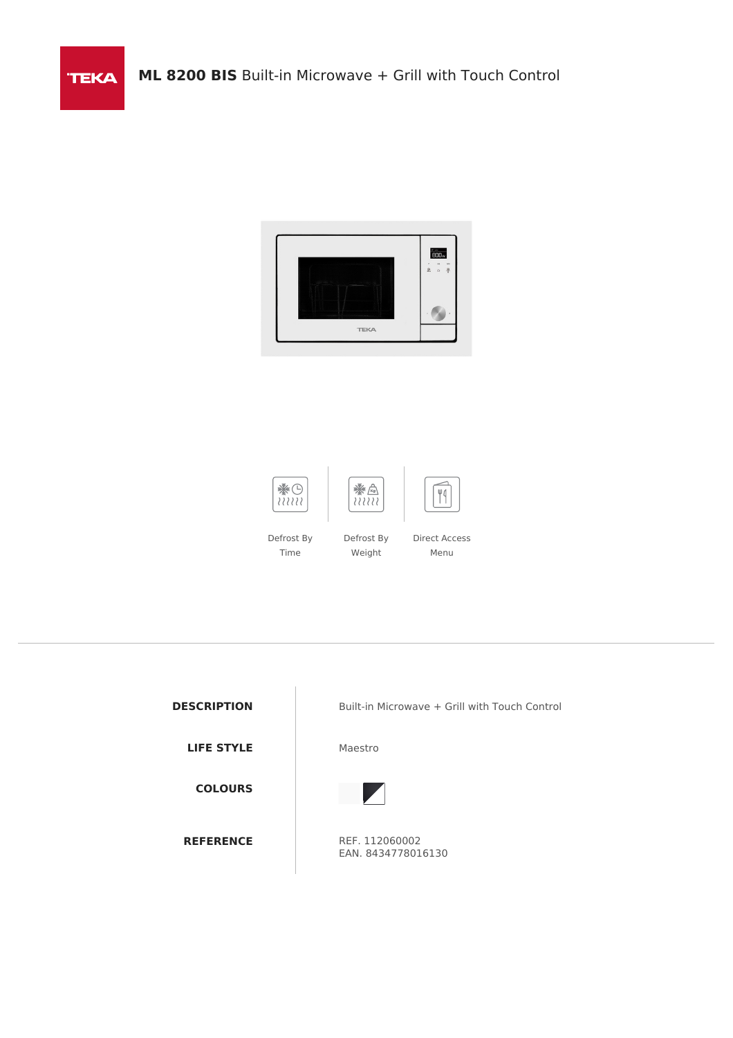# ML 8200 BIS Built-in Microwave + Grill with Touch Control

Defrost By Time

Defrost By Weight

Direct Access Menu

| | |
|---|---|
| **DESCRIPTION** | Built-in Microwave + Grill with Touch Control |
| **LIFE STYLE** | Maestro |
| **COLOURS** | |
| **REFERENCE** | REF. 112060002<br>EAN. 8434778016130 |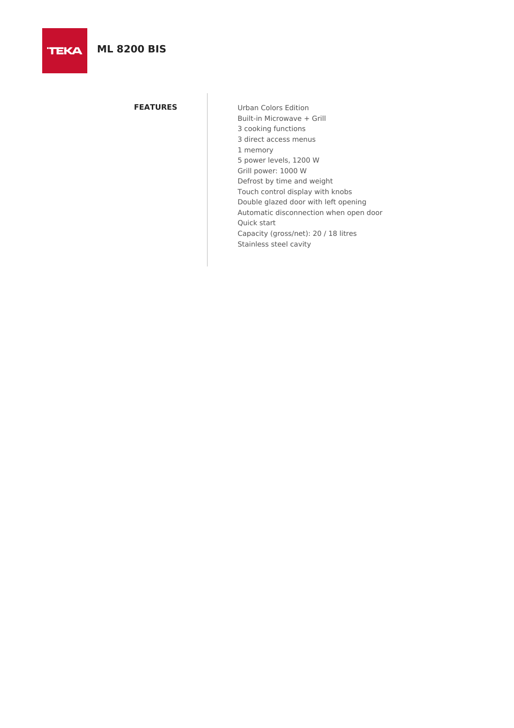# ML 8200 BIS

## FEATURES

Urban Colors Edition
Built-in Microwave + Grill
3 cooking functions
3 direct access menus
1 memory
5 power levels, 1200 W
Grill power: 1000 W
Defrost by time and weight
Touch control display with knobs
Double glazed door with left opening
Automatic disconnection when open door
Quick start
Capacity (gross/net): 20 / 18 litres
Stainless steel cavity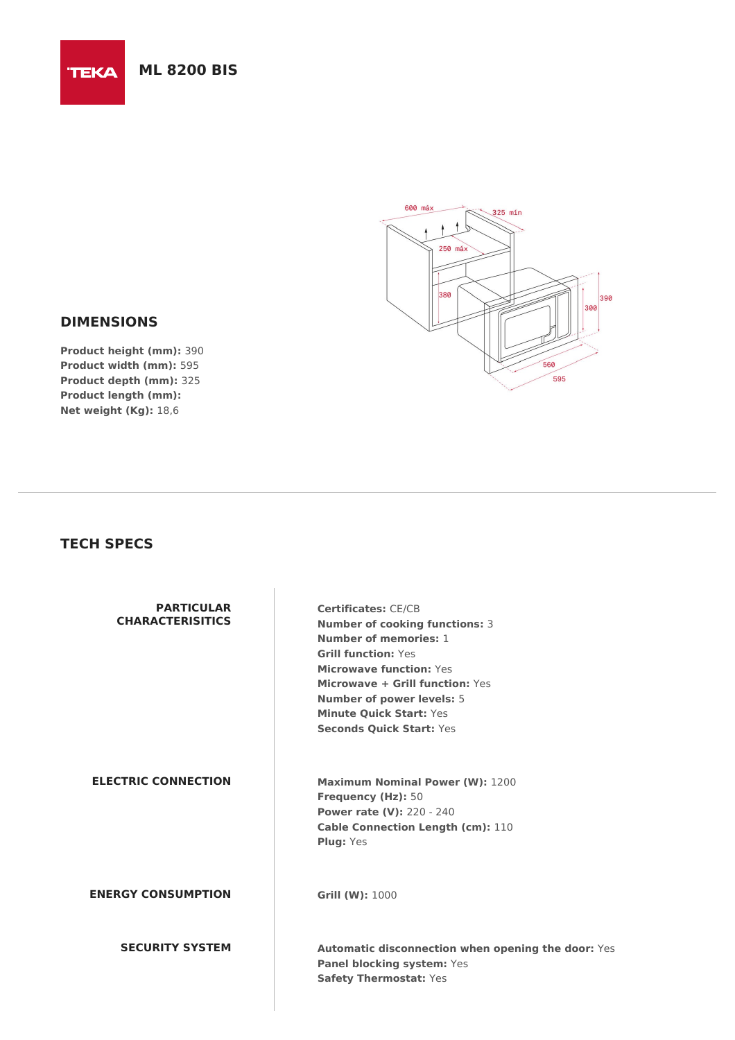# ML 8200 BIS

600 máx
325 mín
250 máx
380
300
390
560
595

## DIMENSIONS

**Product height (mm):** 390
**Product width (mm):** 595
**Product depth (mm):** 325
**Product length (mm):**
**Net weight (Kg):** 18,6

## TECH SPECS

### PARTICULAR CHARACTERISITICS

**Certificates:** CE/CB
**Number of cooking functions:** 3
**Number of memories:** 1
**Grill function:** Yes
**Microwave function:** Yes
**Microwave + Grill function:** Yes
**Number of power levels:** 5
**Minute Quick Start:** Yes
**Seconds Quick Start:** Yes

### ELECTRIC CONNECTION

**Maximum Nominal Power (W):** 1200
**Frequency (Hz):** 50
**Power rate (V):** 220 - 240
**Cable Connection Length (cm):** 110
**Plug:** Yes

### ENERGY CONSUMPTION

**Grill (W):** 1000

### SECURITY SYSTEM

**Automatic disconnection when opening the door:** Yes
**Panel blocking system:** Yes
**Safety Thermostat:** Yes